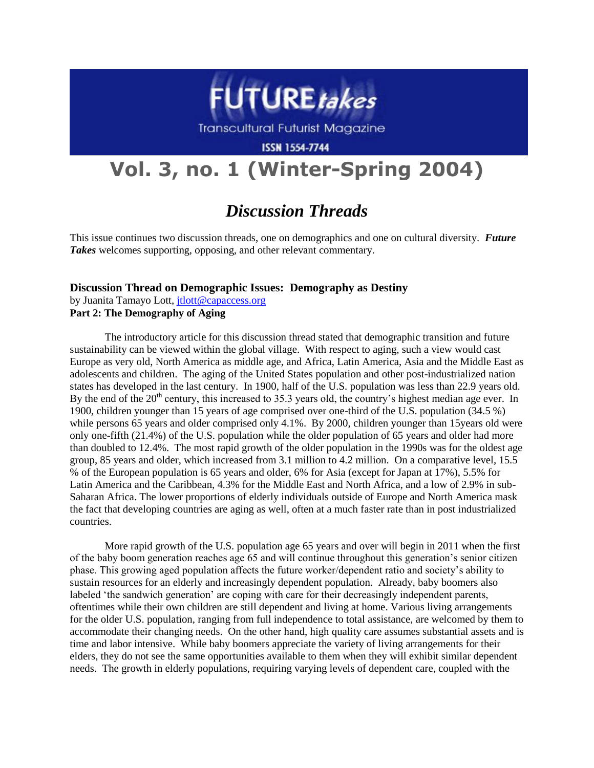# FUTURE *takes*

Transcultural Futurist Magazine

ISSN 1554-7744

# Vol. 3, no. 1 (Winter-Spring 2004)

## *Discussion Threads*

This issue continues two discussion threads, one on demographics and one on cultural diversity. ***Future Takes*** welcomes supporting, opposing, and other relevant commentary.

### Discussion Thread on Demographic Issues: Demography as Destiny

by Juanita Tamayo Lott, jtlott@capaccess.org

**Part 2: The Demography of Aging**

The introductory article for this discussion thread stated that demographic transition and future sustainability can be viewed within the global village. With respect to aging, such a view would cast Europe as very old, North America as middle age, and Africa, Latin America, Asia and the Middle East as adolescents and children. The aging of the United States population and other post-industrialized nation states has developed in the last century. In 1900, half of the U.S. population was less than 22.9 years old. By the end of the 20th century, this increased to 35.3 years old, the country's highest median age ever. In 1900, children younger than 15 years of age comprised over one-third of the U.S. population (34.5 %) while persons 65 years and older comprised only 4.1%. By 2000, children younger than 15years old were only one-fifth (21.4%) of the U.S. population while the older population of 65 years and older had more than doubled to 12.4%. The most rapid growth of the older population in the 1990s was for the oldest age group, 85 years and older, which increased from 3.1 million to 4.2 million. On a comparative level, 15.5 % of the European population is 65 years and older, 6% for Asia (except for Japan at 17%), 5.5% for Latin America and the Caribbean, 4.3% for the Middle East and North Africa, and a low of 2.9% in sub-Saharan Africa. The lower proportions of elderly individuals outside of Europe and North America mask the fact that developing countries are aging as well, often at a much faster rate than in post industrialized countries.

More rapid growth of the U.S. population age 65 years and over will begin in 2011 when the first of the baby boom generation reaches age 65 and will continue throughout this generation's senior citizen phase. This growing aged population affects the future worker/dependent ratio and society's ability to sustain resources for an elderly and increasingly dependent population. Already, baby boomers also labeled 'the sandwich generation' are coping with care for their decreasingly independent parents, oftentimes while their own children are still dependent and living at home. Various living arrangements for the older U.S. population, ranging from full independence to total assistance, are welcomed by them to accommodate their changing needs. On the other hand, high quality care assumes substantial assets and is time and labor intensive. While baby boomers appreciate the variety of living arrangements for their elders, they do not see the same opportunities available to them when they will exhibit similar dependent needs. The growth in elderly populations, requiring varying levels of dependent care, coupled with the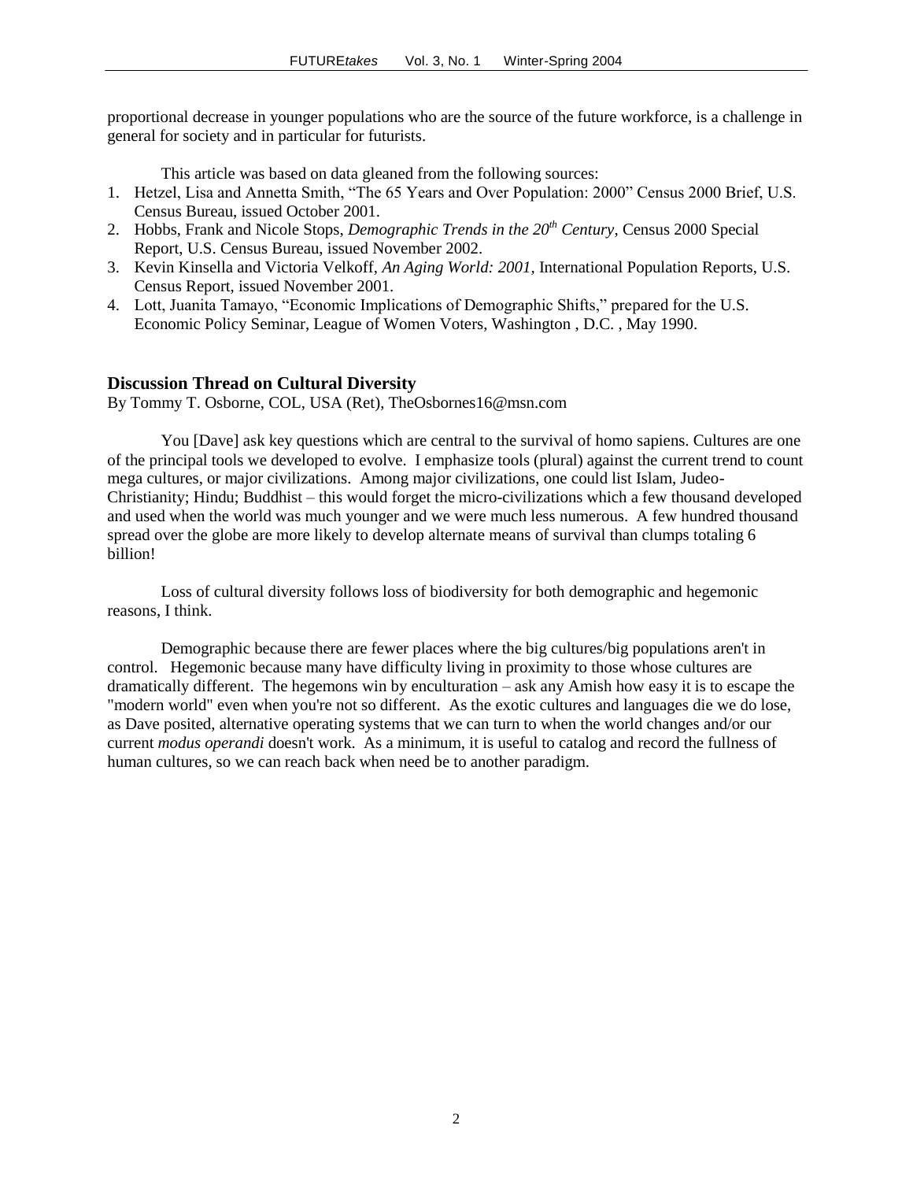proportional decrease in younger populations who are the source of the future workforce, is a challenge in general for society and in particular for futurists.

This article was based on data gleaned from the following sources:

1. Hetzel, Lisa and Annetta Smith, "The 65 Years and Over Population: 2000" Census 2000 Brief, U.S. Census Bureau, issued October 2001.
2. Hobbs, Frank and Nicole Stops, *Demographic Trends in the 20th Century*, Census 2000 Special Report, U.S. Census Bureau, issued November 2002.
3. Kevin Kinsella and Victoria Velkoff, *An Aging World: 2001*, International Population Reports, U.S. Census Report, issued November 2001.
4. Lott, Juanita Tamayo, "Economic Implications of Demographic Shifts," prepared for the U.S. Economic Policy Seminar, League of Women Voters, Washington , D.C. , May 1990.

## Discussion Thread on Cultural Diversity

By Tommy T. Osborne, COL, USA (Ret), TheOsbornes16@msn.com

You [Dave] ask key questions which are central to the survival of homo sapiens. Cultures are one of the principal tools we developed to evolve. I emphasize tools (plural) against the current trend to count mega cultures, or major civilizations. Among major civilizations, one could list Islam, Judeo-Christianity; Hindu; Buddhist – this would forget the micro-civilizations which a few thousand developed and used when the world was much younger and we were much less numerous. A few hundred thousand spread over the globe are more likely to develop alternate means of survival than clumps totaling 6 billion!

Loss of cultural diversity follows loss of biodiversity for both demographic and hegemonic reasons, I think.

Demographic because there are fewer places where the big cultures/big populations aren't in control. Hegemonic because many have difficulty living in proximity to those whose cultures are dramatically different. The hegemons win by enculturation – ask any Amish how easy it is to escape the "modern world" even when you're not so different. As the exotic cultures and languages die we do lose, as Dave posited, alternative operating systems that we can turn to when the world changes and/or our current *modus operandi* doesn't work. As a minimum, it is useful to catalog and record the fullness of human cultures, so we can reach back when need be to another paradigm.